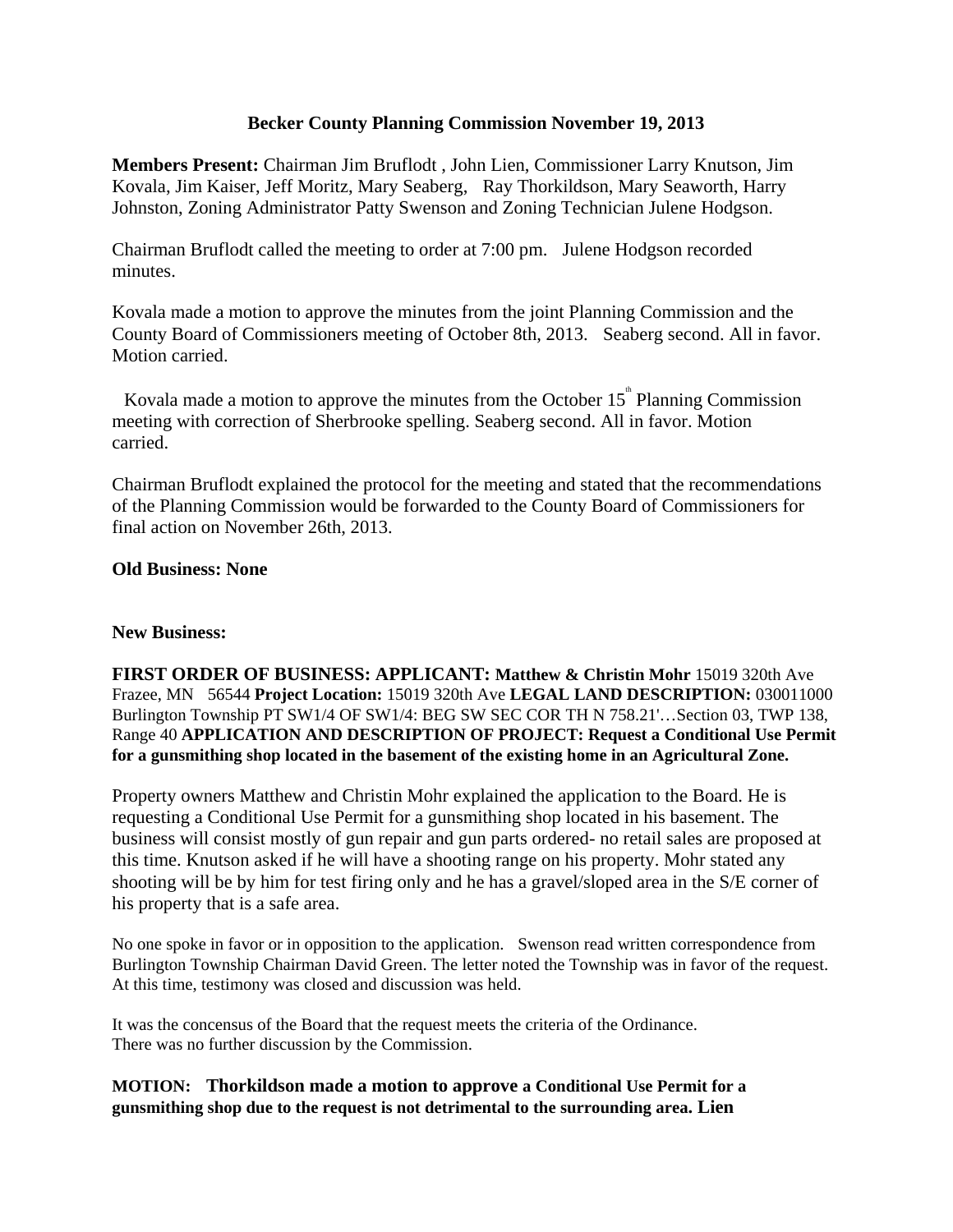# Becker County Planning Commission November 19, 2013

**Members Present:** Chairman Jim Bruflodt , John Lien, Commissioner Larry Knutson, Jim Kovala, Jim Kaiser, Jeff Moritz, Mary Seaberg, Ray Thorkildson, Mary Seaworth, Harry Johnston, Zoning Administrator Patty Swenson and Zoning Technician Julene Hodgson.

Chairman Bruflodt called the meeting to order at 7:00 pm. Julene Hodgson recorded minutes.

Kovala made a motion to approve the minutes from the joint Planning Commission and the County Board of Commissioners meeting of October 8th, 2013. Seaberg second. All in favor. Motion carried.

Kovala made a motion to approve the minutes from the October 15th Planning Commission meeting with correction of Sherbrooke spelling. Seaberg second. All in favor. Motion carried.

Chairman Bruflodt explained the protocol for the meeting and stated that the recommendations of the Planning Commission would be forwarded to the County Board of Commissioners for final action on November 26th, 2013.

**Old Business: None**

**New Business:**

**FIRST ORDER OF BUSINESS: APPLICANT: Matthew & Christin Mohr** 15019 320th Ave Frazee, MN 56544 **Project Location:** 15019 320th Ave **LEGAL LAND DESCRIPTION:** 030011000 Burlington Township PT SW1/4 OF SW1/4: BEG SW SEC COR TH N 758.21'…Section 03, TWP 138, Range 40 **APPLICATION AND DESCRIPTION OF PROJECT: Request a Conditional Use Permit for a gunsmithing shop located in the basement of the existing home in an Agricultural Zone.**

Property owners Matthew and Christin Mohr explained the application to the Board. He is requesting a Conditional Use Permit for a gunsmithing shop located in his basement. The business will consist mostly of gun repair and gun parts ordered- no retail sales are proposed at this time. Knutson asked if he will have a shooting range on his property. Mohr stated any shooting will be by him for test firing only and he has a gravel/sloped area in the S/E corner of his property that is a safe area.

No one spoke in favor or in opposition to the application. Swenson read written correspondence from Burlington Township Chairman David Green. The letter noted the Township was in favor of the request. At this time, testimony was closed and discussion was held.

It was the concensus of the Board that the request meets the criteria of the Ordinance. There was no further discussion by the Commission.

**MOTION: Thorkildson made a motion to approve a Conditional Use Permit for a gunsmithing shop due to the request is not detrimental to the surrounding area. Lien**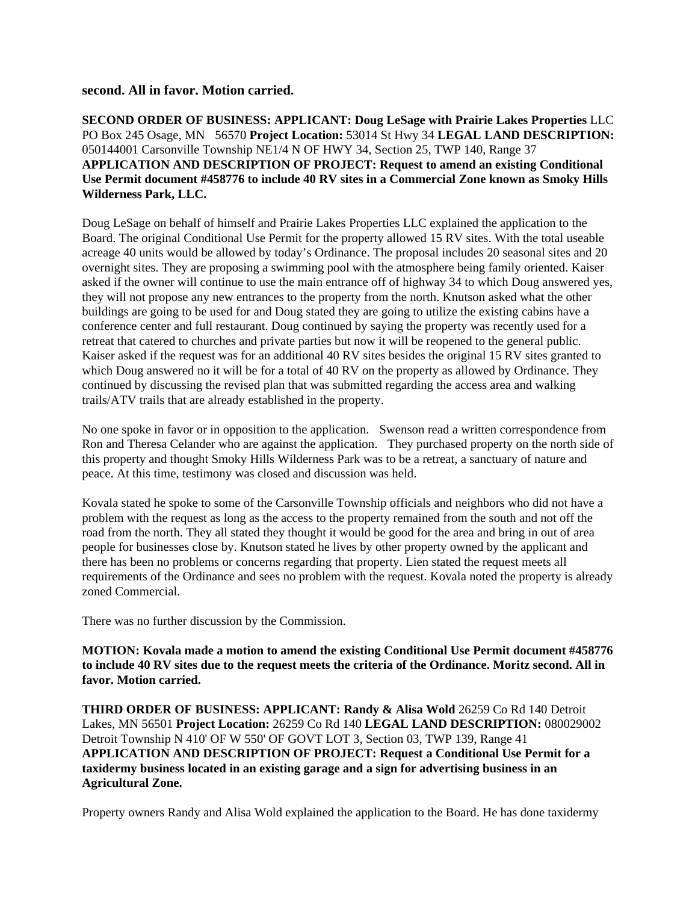**second. All in favor. Motion carried.**

**SECOND ORDER OF BUSINESS: APPLICANT: Doug LeSage with Prairie Lakes Properties** LLC PO Box 245 Osage, MN 56570 **Project Location:** 53014 St Hwy 34 **LEGAL LAND DESCRIPTION:** 050144001 Carsonville Township NE1/4 N OF HWY 34, Section 25, TWP 140, Range 37 **APPLICATION AND DESCRIPTION OF PROJECT: Request to amend an existing Conditional Use Permit document #458776 to include 40 RV sites in a Commercial Zone known as Smoky Hills Wilderness Park, LLC.**

Doug LeSage on behalf of himself and Prairie Lakes Properties LLC explained the application to the Board. The original Conditional Use Permit for the property allowed 15 RV sites. With the total useable acreage 40 units would be allowed by today's Ordinance. The proposal includes 20 seasonal sites and 20 overnight sites. They are proposing a swimming pool with the atmosphere being family oriented. Kaiser asked if the owner will continue to use the main entrance off of highway 34 to which Doug answered yes, they will not propose any new entrances to the property from the north. Knutson asked what the other buildings are going to be used for and Doug stated they are going to utilize the existing cabins have a conference center and full restaurant. Doug continued by saying the property was recently used for a retreat that catered to churches and private parties but now it will be reopened to the general public. Kaiser asked if the request was for an additional 40 RV sites besides the original 15 RV sites granted to which Doug answered no it will be for a total of 40 RV on the property as allowed by Ordinance. They continued by discussing the revised plan that was submitted regarding the access area and walking trails/ATV trails that are already established in the property.

No one spoke in favor or in opposition to the application. Swenson read a written correspondence from Ron and Theresa Celander who are against the application. They purchased property on the north side of this property and thought Smoky Hills Wilderness Park was to be a retreat, a sanctuary of nature and peace. At this time, testimony was closed and discussion was held.

Kovala stated he spoke to some of the Carsonville Township officials and neighbors who did not have a problem with the request as long as the access to the property remained from the south and not off the road from the north. They all stated they thought it would be good for the area and bring in out of area people for businesses close by. Knutson stated he lives by other property owned by the applicant and there has been no problems or concerns regarding that property. Lien stated the request meets all requirements of the Ordinance and sees no problem with the request. Kovala noted the property is already zoned Commercial.

There was no further discussion by the Commission.

**MOTION: Kovala made a motion to amend the existing Conditional Use Permit document #458776 to include 40 RV sites due to the request meets the criteria of the Ordinance. Moritz second. All in favor. Motion carried.**

**THIRD ORDER OF BUSINESS: APPLICANT: Randy & Alisa Wold** 26259 Co Rd 140 Detroit Lakes, MN 56501 **Project Location:** 26259 Co Rd 140 **LEGAL LAND DESCRIPTION:** 080029002 Detroit Township N 410' OF W 550' OF GOVT LOT 3, Section 03, TWP 139, Range 41 **APPLICATION AND DESCRIPTION OF PROJECT: Request a Conditional Use Permit for a taxidermy business located in an existing garage and a sign for advertising business in an Agricultural Zone.**

Property owners Randy and Alisa Wold explained the application to the Board. He has done taxidermy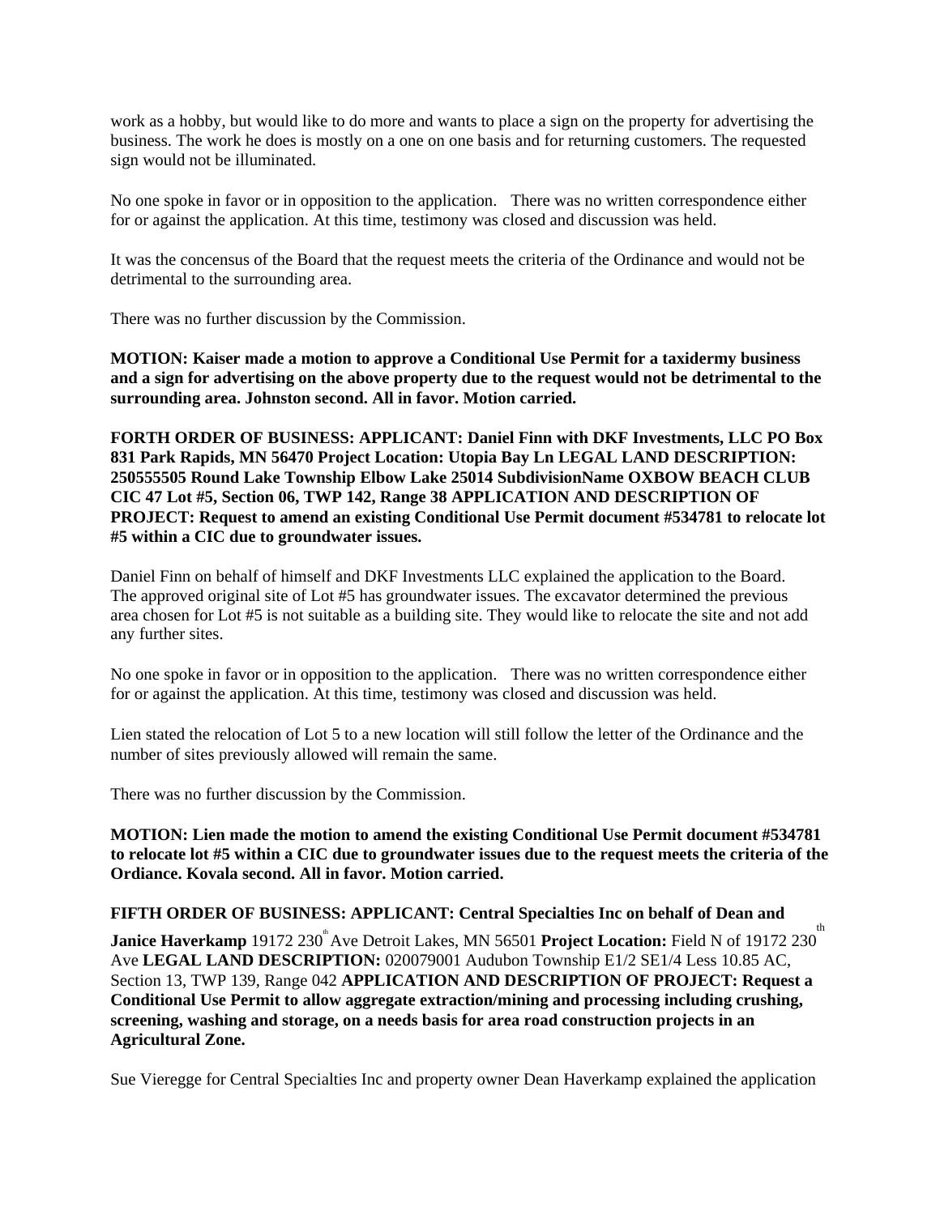work as a hobby, but would like to do more and wants to place a sign on the property for advertising the business. The work he does is mostly on a one on one basis and for returning customers. The requested sign would not be illuminated.

No one spoke in favor or in opposition to the application.   There was no written correspondence either for or against the application. At this time, testimony was closed and discussion was held.

It was the concensus of the Board that the request meets the criteria of the Ordinance and would not be detrimental to the surrounding area.

There was no further discussion by the Commission.

**MOTION: Kaiser made a motion to approve a Conditional Use Permit for a taxidermy business and a sign for advertising on the above property due to the request would not be detrimental to the surrounding area. Johnston second. All in favor. Motion carried.**

**FORTH ORDER OF BUSINESS: APPLICANT: Daniel Finn with DKF Investments, LLC PO Box 831 Park Rapids, MN 56470 Project Location: Utopia Bay Ln LEGAL LAND DESCRIPTION: 250555505 Round Lake Township Elbow Lake 25014 SubdivisionName OXBOW BEACH CLUB CIC 47 Lot #5, Section 06, TWP 142, Range 38 APPLICATION AND DESCRIPTION OF PROJECT: Request to amend an existing Conditional Use Permit document #534781 to relocate lot #5 within a CIC due to groundwater issues.**

Daniel Finn on behalf of himself and DKF Investments LLC explained the application to the Board. The approved original site of Lot #5 has groundwater issues. The excavator determined the previous area chosen for Lot #5 is not suitable as a building site. They would like to relocate the site and not add any further sites.

No one spoke in favor or in opposition to the application.   There was no written correspondence either for or against the application. At this time, testimony was closed and discussion was held.

Lien stated the relocation of Lot 5 to a new location will still follow the letter of the Ordinance and the number of sites previously allowed will remain the same.

There was no further discussion by the Commission.

**MOTION: Lien made the motion to amend the existing Conditional Use Permit document #534781 to relocate lot #5 within a CIC due to groundwater issues due to the request meets the criteria of the Ordiance. Kovala second. All in favor. Motion carried.**

**FIFTH ORDER OF BUSINESS: APPLICANT: Central Specialties Inc on behalf of Dean and Janice Haverkamp** 19172 230th Ave Detroit Lakes, MN 56501 **Project Location:** Field N of 19172 230th Ave **LEGAL LAND DESCRIPTION:** 020079001 Audubon Township E1/2 SE1/4 Less 10.85 AC, Section 13, TWP 139, Range 042 **APPLICATION AND DESCRIPTION OF PROJECT: Request a Conditional Use Permit to allow aggregate extraction/mining and processing including crushing, screening, washing and storage, on a needs basis for area road construction projects in an Agricultural Zone.**

Sue Vieregge for Central Specialties Inc and property owner Dean Haverkamp explained the application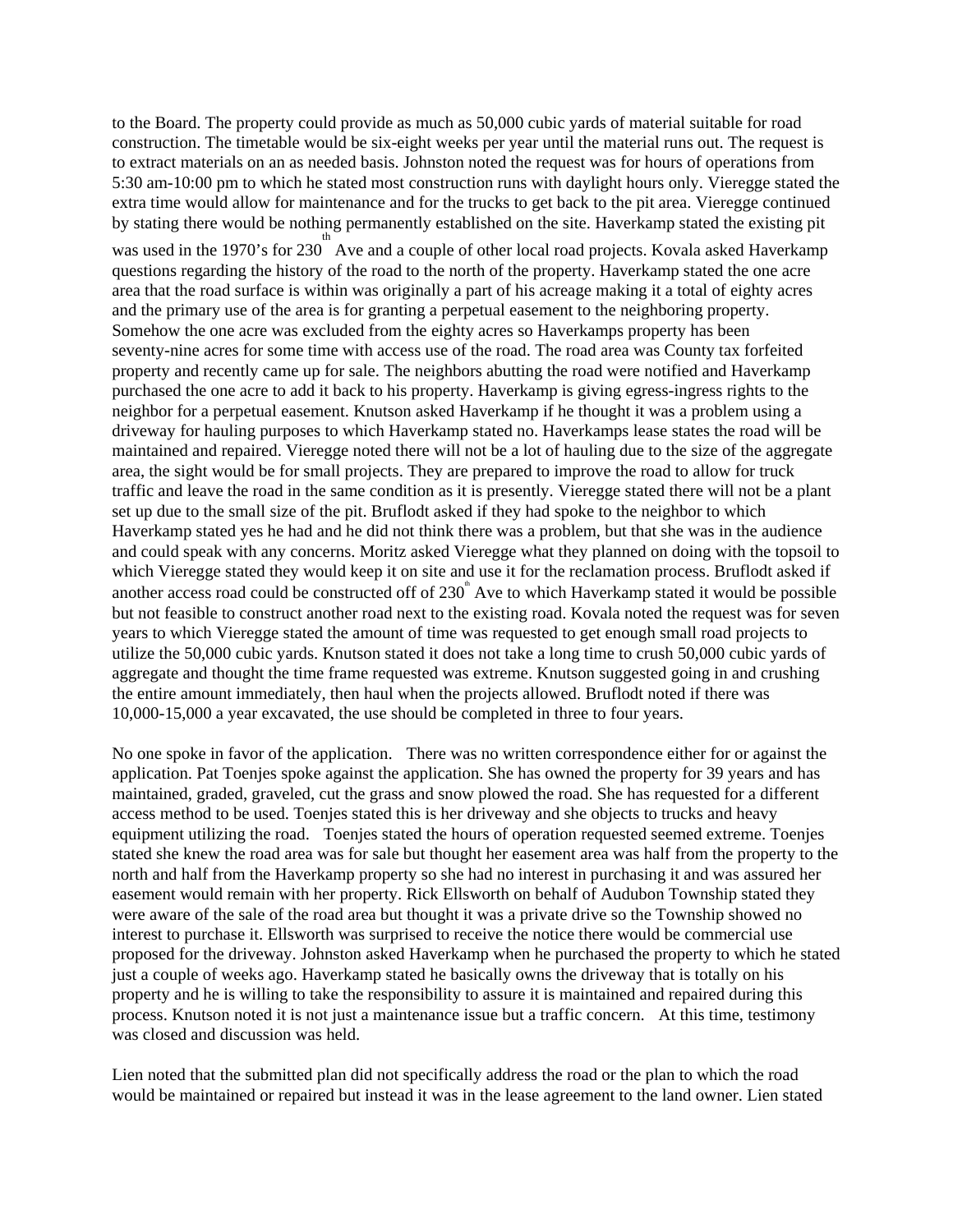to the Board. The property could provide as much as 50,000 cubic yards of material suitable for road construction. The timetable would be six-eight weeks per year until the material runs out. The request is to extract materials on an as needed basis. Johnston noted the request was for hours of operations from 5:30 am-10:00 pm to which he stated most construction runs with daylight hours only. Vieregge stated the extra time would allow for maintenance and for the trucks to get back to the pit area. Vieregge continued by stating there would be nothing permanently established on the site. Haverkamp stated the existing pit was used in the 1970's for 230th Ave and a couple of other local road projects. Kovala asked Haverkamp questions regarding the history of the road to the north of the property. Haverkamp stated the one acre area that the road surface is within was originally a part of his acreage making it a total of eighty acres and the primary use of the area is for granting a perpetual easement to the neighboring property. Somehow the one acre was excluded from the eighty acres so Haverkamps property has been seventy-nine acres for some time with access use of the road. The road area was County tax forfeited property and recently came up for sale. The neighbors abutting the road were notified and Haverkamp purchased the one acre to add it back to his property. Haverkamp is giving egress-ingress rights to the neighbor for a perpetual easement. Knutson asked Haverkamp if he thought it was a problem using a driveway for hauling purposes to which Haverkamp stated no. Haverkamps lease states the road will be maintained and repaired. Vieregge noted there will not be a lot of hauling due to the size of the aggregate area, the sight would be for small projects. They are prepared to improve the road to allow for truck traffic and leave the road in the same condition as it is presently. Vieregge stated there will not be a plant set up due to the small size of the pit. Bruflodt asked if they had spoke to the neighbor to which Haverkamp stated yes he had and he did not think there was a problem, but that she was in the audience and could speak with any concerns. Moritz asked Vieregge what they planned on doing with the topsoil to which Vieregge stated they would keep it on site and use it for the reclamation process. Bruflodt asked if another access road could be constructed off of 230th Ave to which Haverkamp stated it would be possible but not feasible to construct another road next to the existing road. Kovala noted the request was for seven years to which Vieregge stated the amount of time was requested to get enough small road projects to utilize the 50,000 cubic yards. Knutson stated it does not take a long time to crush 50,000 cubic yards of aggregate and thought the time frame requested was extreme. Knutson suggested going in and crushing the entire amount immediately, then haul when the projects allowed. Bruflodt noted if there was 10,000-15,000 a year excavated, the use should be completed in three to four years.

No one spoke in favor of the application. There was no written correspondence either for or against the application. Pat Toenjes spoke against the application. She has owned the property for 39 years and has maintained, graded, graveled, cut the grass and snow plowed the road. She has requested for a different access method to be used. Toenjes stated this is her driveway and she objects to trucks and heavy equipment utilizing the road. Toenjes stated the hours of operation requested seemed extreme. Toenjes stated she knew the road area was for sale but thought her easement area was half from the property to the north and half from the Haverkamp property so she had no interest in purchasing it and was assured her easement would remain with her property. Rick Ellsworth on behalf of Audubon Township stated they were aware of the sale of the road area but thought it was a private drive so the Township showed no interest to purchase it. Ellsworth was surprised to receive the notice there would be commercial use proposed for the driveway. Johnston asked Haverkamp when he purchased the property to which he stated just a couple of weeks ago. Haverkamp stated he basically owns the driveway that is totally on his property and he is willing to take the responsibility to assure it is maintained and repaired during this process. Knutson noted it is not just a maintenance issue but a traffic concern. At this time, testimony was closed and discussion was held.

Lien noted that the submitted plan did not specifically address the road or the plan to which the road would be maintained or repaired but instead it was in the lease agreement to the land owner. Lien stated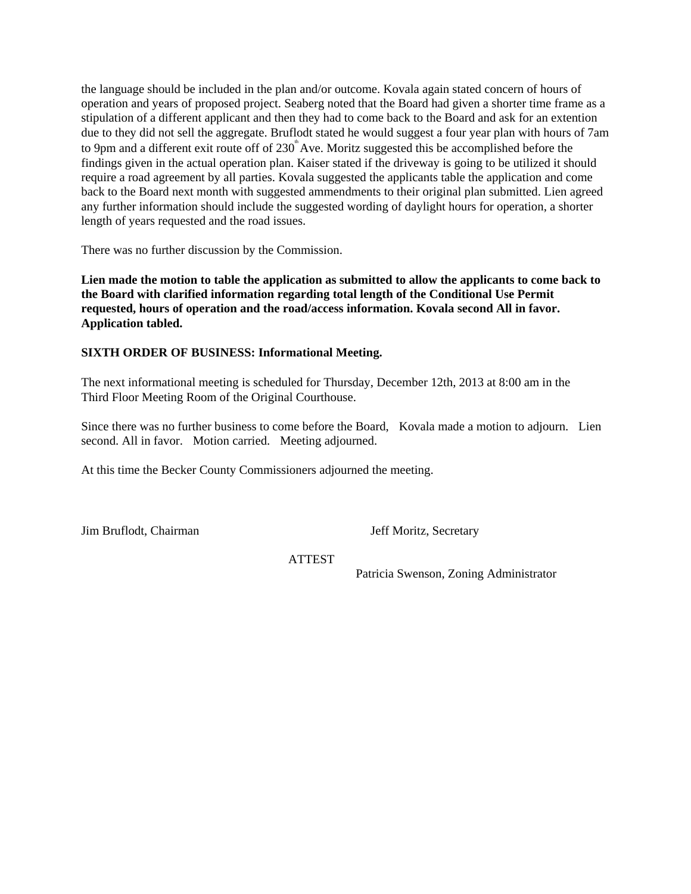the language should be included in the plan and/or outcome. Kovala again stated concern of hours of operation and years of proposed project. Seaberg noted that the Board had given a shorter time frame as a stipulation of a different applicant and then they had to come back to the Board and ask for an extention due to they did not sell the aggregate. Bruflodt stated he would suggest a four year plan with hours of 7am to 9pm and a different exit route off of 230th Ave. Moritz suggested this be accomplished before the findings given in the actual operation plan. Kaiser stated if the driveway is going to be utilized it should require a road agreement by all parties. Kovala suggested the applicants table the application and come back to the Board next month with suggested ammendments to their original plan submitted. Lien agreed any further information should include the suggested wording of daylight hours for operation, a shorter length of years requested and the road issues.

There was no further discussion by the Commission.

**Lien made the motion to table the application as submitted to allow the applicants to come back to the Board with clarified information regarding total length of the Conditional Use Permit requested, hours of operation and the road/access information. Kovala second All in favor. Application tabled.**

**SIXTH ORDER OF BUSINESS: Informational Meeting.**

The next informational meeting is scheduled for Thursday, December 12th, 2013 at 8:00 am in the Third Floor Meeting Room of the Original Courthouse.

Since there was no further business to come before the Board, Kovala made a motion to adjourn. Lien second. All in favor. Motion carried. Meeting adjourned.

At this time the Becker County Commissioners adjourned the meeting.

Jim Bruflodt, Chairman

Jeff Moritz, Secretary

ATTEST

Patricia Swenson, Zoning Administrator